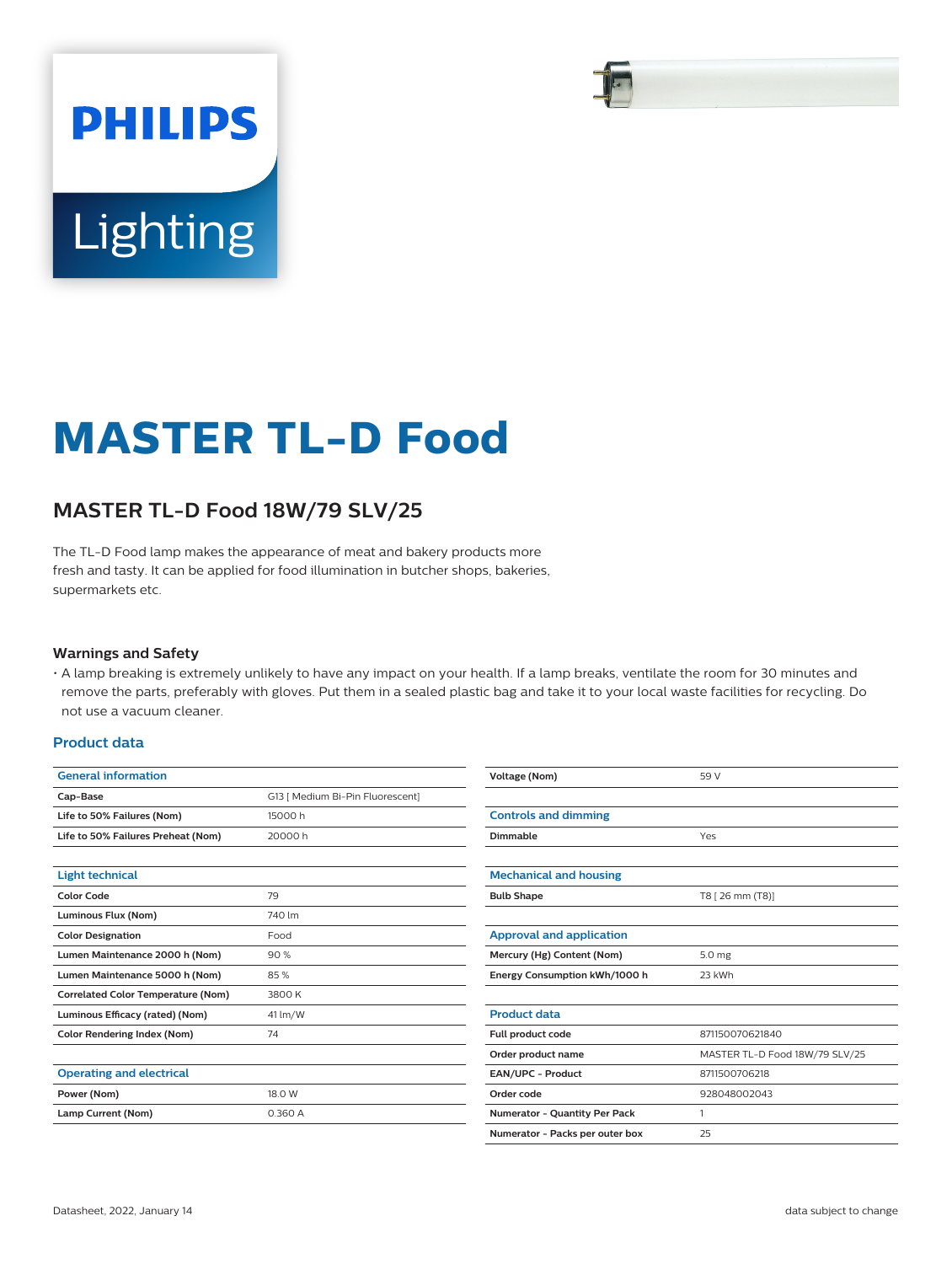# MASTER TL-D Food

## MASTER TL-D Food 18W/79 SLV/25

The TL-D Food lamp makes the appearance of meat and bakery products more fresh and tasty. It can be applied for food illumination in butcher shops, bakeries, supermarkets etc.

### Warnings and Safety

- A lamp breaking is extremely unlikely to have any impact on your health. If a lamp breaks, ventilate the room for 30 minutes and remove the parts, preferably with gloves. Put them in a sealed plastic bag and take it to your local waste facilities for recycling. Do not use a vacuum cleaner.

### Product data

| General information | |
|---|---|
| **Cap-Base** | G13 [ Medium Bi-Pin Fluorescent] |
| **Life to 50% Failures (Nom)** | 15000 h |
| **Life to 50% Failures Preheat (Nom)** | 20000 h |

| Light technical | |
|---|---|
| **Color Code** | 79 |
| **Luminous Flux (Nom)** | 740 lm |
| **Color Designation** | Food |
| **Lumen Maintenance 2000 h (Nom)** | 90 % |
| **Lumen Maintenance 5000 h (Nom)** | 85 % |
| **Correlated Color Temperature (Nom)** | 3800 K |
| **Luminous Efficacy (rated) (Nom)** | 41 lm/W |
| **Color Rendering Index (Nom)** | 74 |

| Operating and electrical | |
|---|---|
| **Power (Nom)** | 18.0 W |
| **Lamp Current (Nom)** | 0.360 A |
| **Voltage (Nom)** | 59 V |

| Controls and dimming | |
|---|---|
| **Dimmable** | Yes |

| Mechanical and housing | |
|---|---|
| **Bulb Shape** | T8 [ 26 mm (T8)] |

| Approval and application | |
|---|---|
| **Mercury (Hg) Content (Nom)** | 5.0 mg |
| **Energy Consumption kWh/1000 h** | 23 kWh |

| Product data | |
|---|---|
| **Full product code** | 871150070621840 |
| **Order product name** | MASTER TL-D Food 18W/79 SLV/25 |
| **EAN/UPC - Product** | 8711500706218 |
| **Order code** | 928048002043 |
| **Numerator - Quantity Per Pack** | 1 |
| **Numerator - Packs per outer box** | 25 |

Datasheet, 2022, January 14 — data subject to change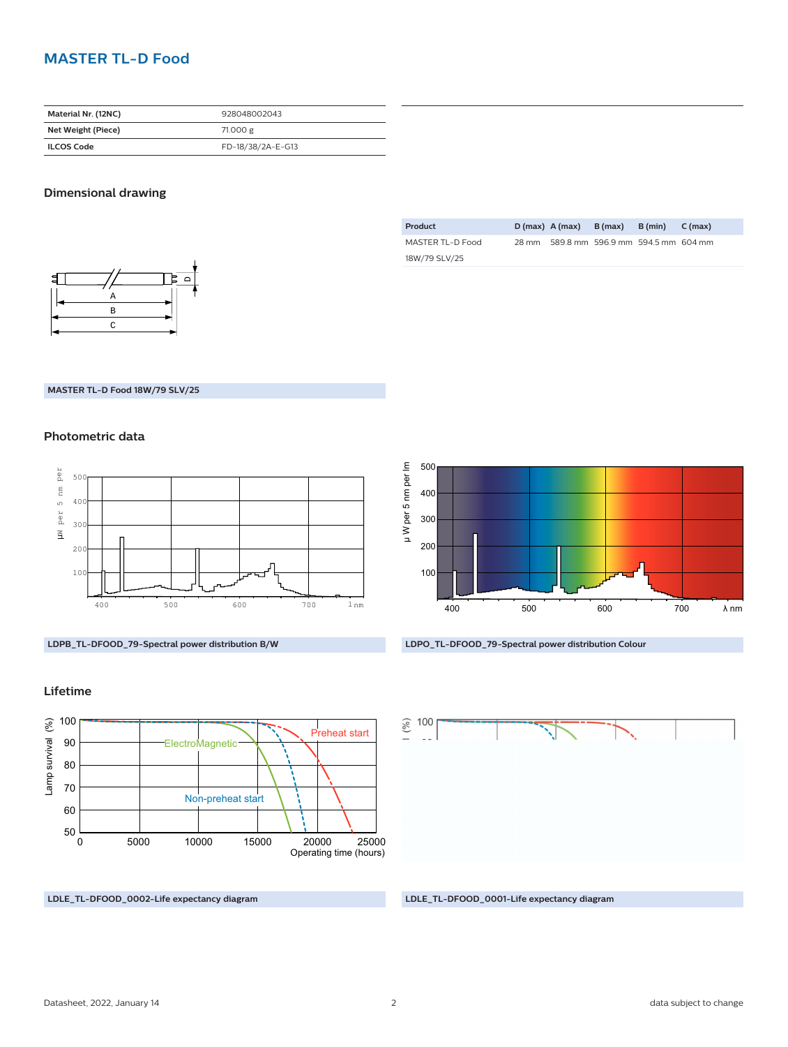# MASTER TL-D Food

| Material Nr. (12NC) | 928048002043 |
| --- | --- |
| Net Weight (Piece) | 71.000 g |
| ILCOS Code | FD-18/38/2A-E-G13 |

## Dimensional drawing

| Product | D (max) | A (max) | B (max) | B (min) | C (max) |
| --- | --- | --- | --- | --- | --- |
| MASTER TL-D Food 18W/79 SLV/25 | 28 mm | 589.8 mm | 596.9 mm | 594.5 mm | 604 mm |

MASTER TL-D Food 18W/79 SLV/25

## Photometric data

LDPB_TL-DFOOD_79-Spectral power distribution B/W

LDPO_TL-DFOOD_79-Spectral power distribution Colour

## Lifetime

LDLE_TL-DFOOD_0002-Life expectancy diagram

LDLE_TL-DFOOD_0001-Life expectancy diagram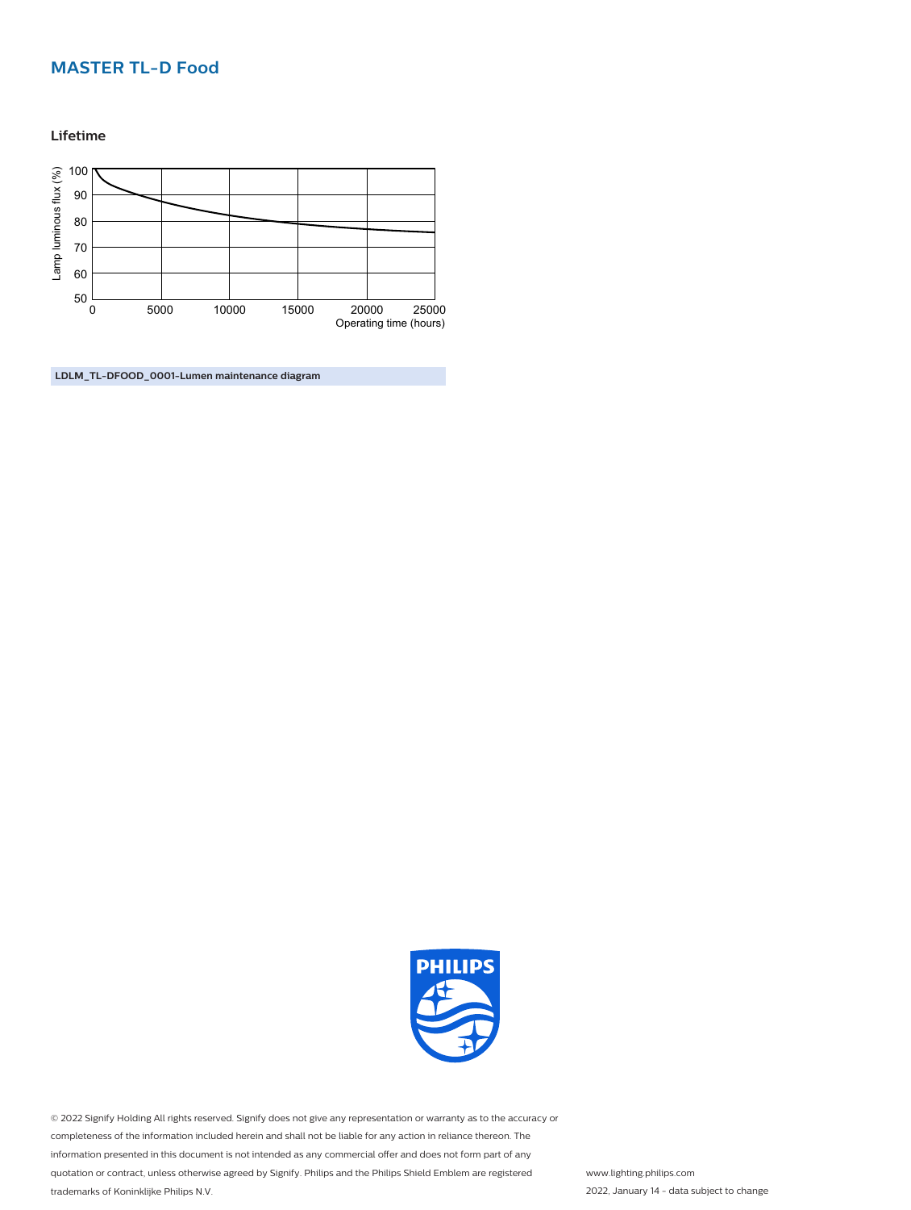# MASTER TL-D Food

## Lifetime

Lamp luminous flux (%)

100
90
80
70
60
50

0 5000 10000 15000 20000 25000

Operating time (hours)

**LDLM_TL-DFOOD_0001-Lumen maintenance diagram**

© 2022 Signify Holding All rights reserved. Signify does not give any representation or warranty as to the accuracy or completeness of the information included herein and shall not be liable for any action in reliance thereon. The information presented in this document is not intended as any commercial offer and does not form part of any quotation or contract, unless otherwise agreed by Signify. Philips and the Philips Shield Emblem are registered trademarks of Koninklijke Philips N.V.

www.lighting.philips.com

2022, January 14 - data subject to change